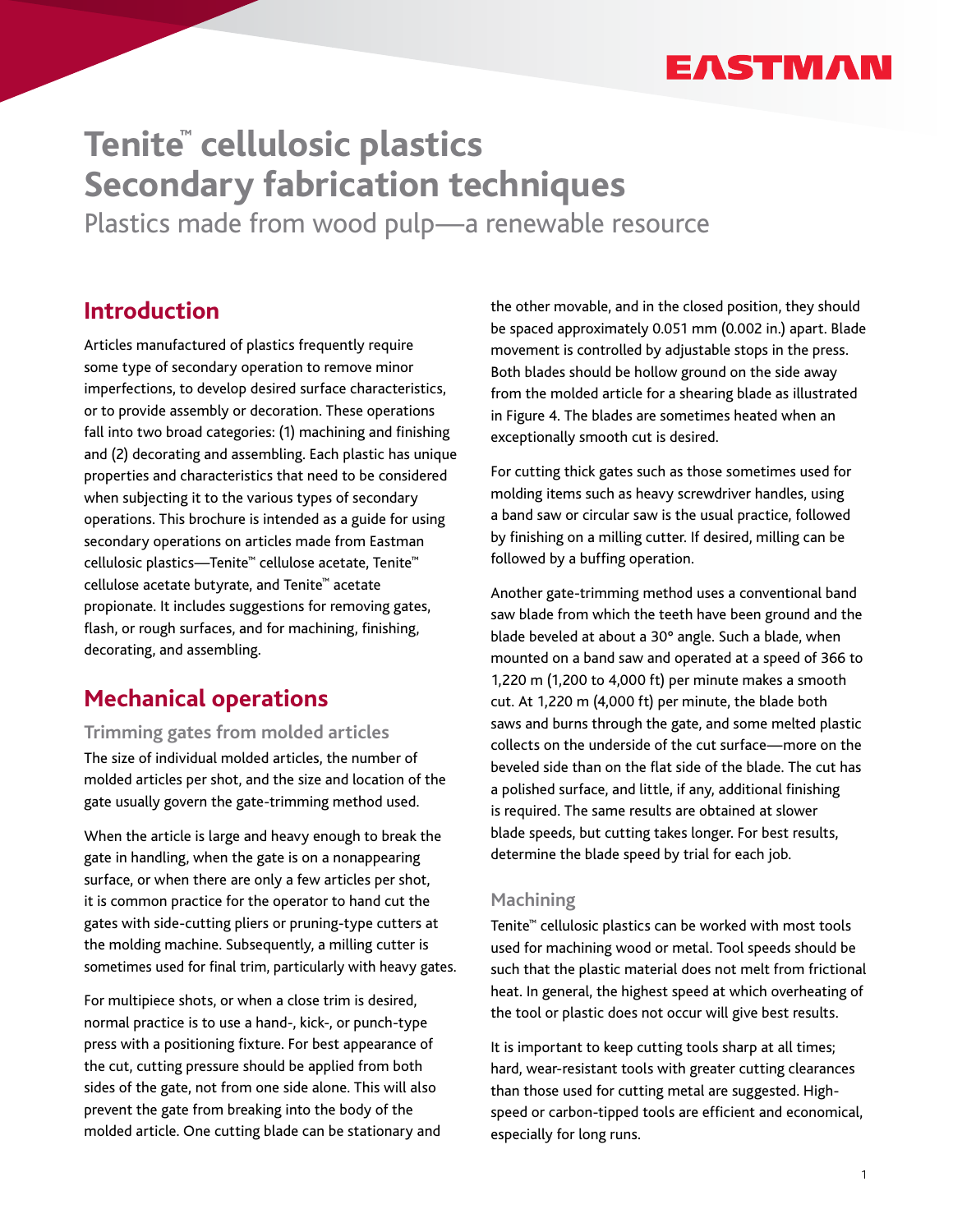# Tenite™ cellulosic plastics Secondary fabrication techniques

Plastics made from wood pulp—a renewable resource

## Introduction

Articles manufactured of plastics frequently require some type of secondary operation to remove minor imperfections, to develop desired surface characteristics, or to provide assembly or decoration. These operations fall into two broad categories: (1) machining and finishing and (2) decorating and assembling. Each plastic has unique properties and characteristics that need to be considered when subjecting it to the various types of secondary operations. This brochure is intended as a guide for using secondary operations on articles made from Eastman cellulosic plastics—Tenite™ cellulose acetate, Tenite™ cellulose acetate butyrate, and Tenite™ acetate propionate. It includes suggestions for removing gates, flash, or rough surfaces, and for machining, finishing, decorating, and assembling.

## Mechanical operations

### Trimming gates from molded articles

The size of individual molded articles, the number of molded articles per shot, and the size and location of the gate usually govern the gate-trimming method used.

When the article is large and heavy enough to break the gate in handling, when the gate is on a nonappearing surface, or when there are only a few articles per shot, it is common practice for the operator to hand cut the gates with side-cutting pliers or pruning-type cutters at the molding machine. Subsequently, a milling cutter is sometimes used for final trim, particularly with heavy gates.

For multipiece shots, or when a close trim is desired, normal practice is to use a hand-, kick-, or punch-type press with a positioning fixture. For best appearance of the cut, cutting pressure should be applied from both sides of the gate, not from one side alone. This will also prevent the gate from breaking into the body of the molded article. One cutting blade can be stationary and the other movable, and in the closed position, they should be spaced approximately 0.051 mm (0.002 in.) apart. Blade movement is controlled by adjustable stops in the press. Both blades should be hollow ground on the side away from the molded article for a shearing blade as illustrated in Figure 4. The blades are sometimes heated when an exceptionally smooth cut is desired.

For cutting thick gates such as those sometimes used for molding items such as heavy screwdriver handles, using a band saw or circular saw is the usual practice, followed by finishing on a milling cutter. If desired, milling can be followed by a buffing operation.

Another gate-trimming method uses a conventional band saw blade from which the teeth have been ground and the blade beveled at about a 30° angle. Such a blade, when mounted on a band saw and operated at a speed of 366 to 1,220 m (1,200 to 4,000 ft) per minute makes a smooth cut. At 1,220 m (4,000 ft) per minute, the blade both saws and burns through the gate, and some melted plastic collects on the underside of the cut surface—more on the beveled side than on the flat side of the blade. The cut has a polished surface, and little, if any, additional finishing is required. The same results are obtained at slower blade speeds, but cutting takes longer. For best results, determine the blade speed by trial for each job.

### Machining

Tenite™ cellulosic plastics can be worked with most tools used for machining wood or metal. Tool speeds should be such that the plastic material does not melt from frictional heat. In general, the highest speed at which overheating of the tool or plastic does not occur will give best results.

It is important to keep cutting tools sharp at all times; hard, wear-resistant tools with greater cutting clearances than those used for cutting metal are suggested. High-speed or carbon-tipped tools are efficient and economical, especially for long runs.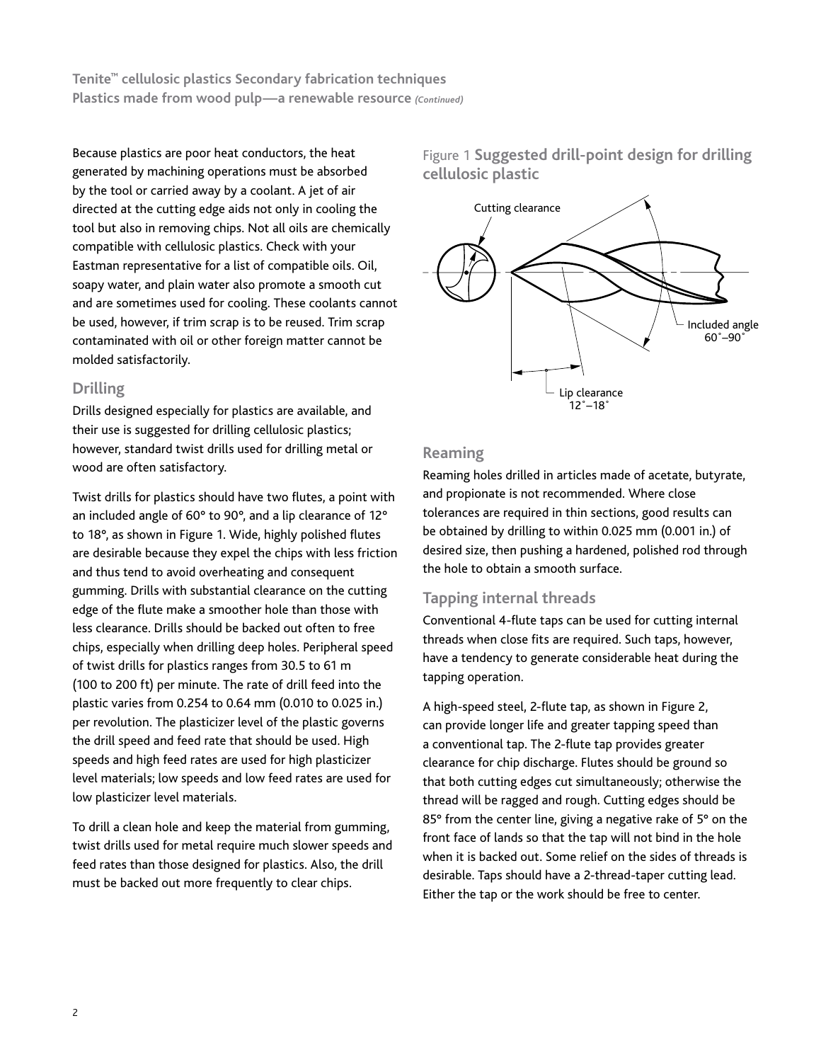Because plastics are poor heat conductors, the heat generated by machining operations must be absorbed by the tool or carried away by a coolant. A jet of air directed at the cutting edge aids not only in cooling the tool but also in removing chips. Not all oils are chemically compatible with cellulosic plastics. Check with your Eastman representative for a list of compatible oils. Oil, soapy water, and plain water also promote a smooth cut and are sometimes used for cooling. These coolants cannot be used, however, if trim scrap is to be reused. Trim scrap contaminated with oil or other foreign matter cannot be molded satisfactorily.

## Drilling

Drills designed especially for plastics are available, and their use is suggested for drilling cellulosic plastics; however, standard twist drills used for drilling metal or wood are often satisfactory.

Twist drills for plastics should have two flutes, a point with an included angle of 60° to 90°, and a lip clearance of 12° to 18°, as shown in Figure 1. Wide, highly polished flutes are desirable because they expel the chips with less friction and thus tend to avoid overheating and consequent gumming. Drills with substantial clearance on the cutting edge of the flute make a smoother hole than those with less clearance. Drills should be backed out often to free chips, especially when drilling deep holes. Peripheral speed of twist drills for plastics ranges from 30.5 to 61 m (100 to 200 ft) per minute. The rate of drill feed into the plastic varies from 0.254 to 0.64 mm (0.010 to 0.025 in.) per revolution. The plasticizer level of the plastic governs the drill speed and feed rate that should be used. High speeds and high feed rates are used for high plasticizer level materials; low speeds and low feed rates are used for low plasticizer level materials.

To drill a clean hole and keep the material from gumming, twist drills used for metal require much slower speeds and feed rates than those designed for plastics. Also, the drill must be backed out more frequently to clear chips.

Figure 1 **Suggested drill-point design for drilling cellulosic plastic**

Cutting clearance

Included angle 60°–90°

Lip clearance 12°–18°

## Reaming

Reaming holes drilled in articles made of acetate, butyrate, and propionate is not recommended. Where close tolerances are required in thin sections, good results can be obtained by drilling to within 0.025 mm (0.001 in.) of desired size, then pushing a hardened, polished rod through the hole to obtain a smooth surface.

## Tapping internal threads

Conventional 4-flute taps can be used for cutting internal threads when close fits are required. Such taps, however, have a tendency to generate considerable heat during the tapping operation.

A high-speed steel, 2-flute tap, as shown in Figure 2, can provide longer life and greater tapping speed than a conventional tap. The 2-flute tap provides greater clearance for chip discharge. Flutes should be ground so that both cutting edges cut simultaneously; otherwise the thread will be ragged and rough. Cutting edges should be 85° from the center line, giving a negative rake of 5° on the front face of lands so that the tap will not bind in the hole when it is backed out. Some relief on the sides of threads is desirable. Taps should have a 2-thread-taper cutting lead. Either the tap or the work should be free to center.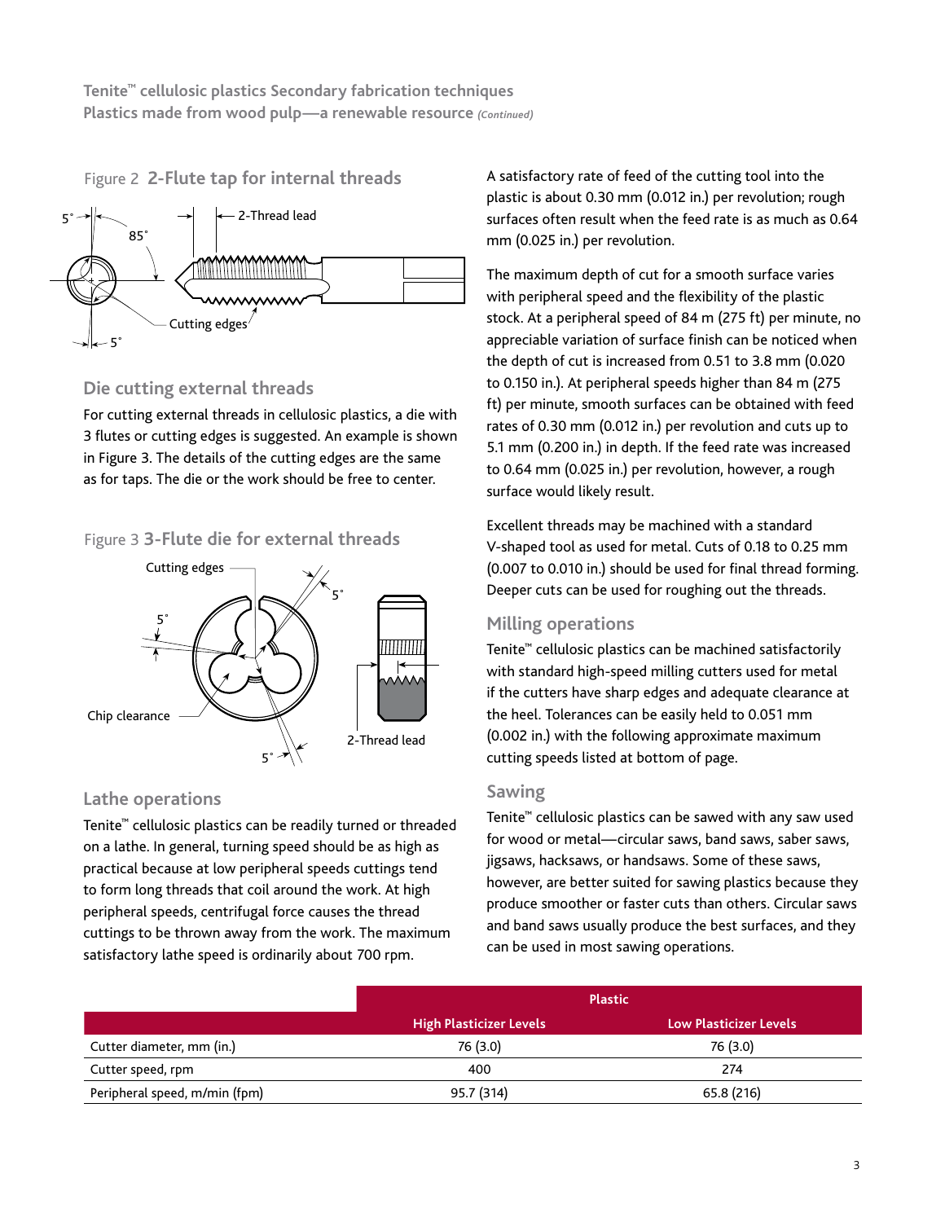Figure 2 **2-Flute tap for internal threads**

5° 85° 2-Thread lead Cutting edges 5°

## Die cutting external threads

For cutting external threads in cellulosic plastics, a die with 3 flutes or cutting edges is suggested. An example is shown in Figure 3. The details of the cutting edges are the same as for taps. The die or the work should be free to center.

Figure 3 **3-Flute die for external threads**

Cutting edges 5° 5° Chip clearance 5° 2-Thread lead

## Lathe operations

Tenite™ cellulosic plastics can be readily turned or threaded on a lathe. In general, turning speed should be as high as practical because at low peripheral speeds cuttings tend to form long threads that coil around the work. At high peripheral speeds, centrifugal force causes the thread cuttings to be thrown away from the work. The maximum satisfactory lathe speed is ordinarily about 700 rpm.

A satisfactory rate of feed of the cutting tool into the plastic is about 0.30 mm (0.012 in.) per revolution; rough surfaces often result when the feed rate is as much as 0.64 mm (0.025 in.) per revolution.

The maximum depth of cut for a smooth surface varies with peripheral speed and the flexibility of the plastic stock. At a peripheral speed of 84 m (275 ft) per minute, no appreciable variation of surface finish can be noticed when the depth of cut is increased from 0.51 to 3.8 mm (0.020 to 0.150 in.). At peripheral speeds higher than 84 m (275 ft) per minute, smooth surfaces can be obtained with feed rates of 0.30 mm (0.012 in.) per revolution and cuts up to 5.1 mm (0.200 in.) in depth. If the feed rate was increased to 0.64 mm (0.025 in.) per revolution, however, a rough surface would likely result.

Excellent threads may be machined with a standard V-shaped tool as used for metal. Cuts of 0.18 to 0.25 mm (0.007 to 0.010 in.) should be used for final thread forming. Deeper cuts can be used for roughing out the threads.

## Milling operations

Tenite™ cellulosic plastics can be machined satisfactorily with standard high-speed milling cutters used for metal if the cutters have sharp edges and adequate clearance at the heel. Tolerances can be easily held to 0.051 mm (0.002 in.) with the following approximate maximum cutting speeds listed at bottom of page.

## Sawing

Tenite™ cellulosic plastics can be sawed with any saw used for wood or metal—circular saws, band saws, saber saws, jigsaws, hacksaws, or handsaws. Some of these saws, however, are better suited for sawing plastics because they produce smoother or faster cuts than others. Circular saws and band saws usually produce the best surfaces, and they can be used in most sawing operations.

| | Plastic | |
|---|---|---|
| | **High Plasticizer Levels** | **Low Plasticizer Levels** |
| Cutter diameter, mm (in.) | 76 (3.0) | 76 (3.0) |
| Cutter speed, rpm | 400 | 274 |
| Peripheral speed, m/min (fpm) | 95.7 (314) | 65.8 (216) |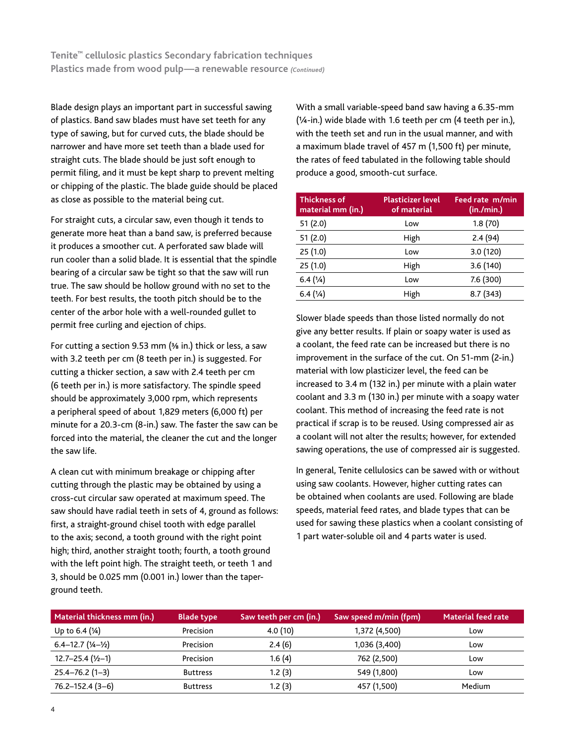Blade design plays an important part in successful sawing of plastics. Band saw blades must have set teeth for any type of sawing, but for curved cuts, the blade should be narrower and have more set teeth than a blade used for straight cuts. The blade should be just soft enough to permit filing, and it must be kept sharp to prevent melting or chipping of the plastic. The blade guide should be placed as close as possible to the material being cut.

For straight cuts, a circular saw, even though it tends to generate more heat than a band saw, is preferred because it produces a smoother cut. A perforated saw blade will run cooler than a solid blade. It is essential that the spindle bearing of a circular saw be tight so that the saw will run true. The saw should be hollow ground with no set to the teeth. For best results, the tooth pitch should be to the center of the arbor hole with a well-rounded gullet to permit free curling and ejection of chips.

For cutting a section 9.53 mm (⅜ in.) thick or less, a saw with 3.2 teeth per cm (8 teeth per in.) is suggested. For cutting a thicker section, a saw with 2.4 teeth per cm (6 teeth per in.) is more satisfactory. The spindle speed should be approximately 3,000 rpm, which represents a peripheral speed of about 1,829 meters (6,000 ft) per minute for a 20.3-cm (8-in.) saw. The faster the saw can be forced into the material, the cleaner the cut and the longer the saw life.

A clean cut with minimum breakage or chipping after cutting through the plastic may be obtained by using a cross-cut circular saw operated at maximum speed. The saw should have radial teeth in sets of 4, ground as follows: first, a straight-ground chisel tooth with edge parallel to the axis; second, a tooth ground with the right point high; third, another straight tooth; fourth, a tooth ground with the left point high. The straight teeth, or teeth 1 and 3, should be 0.025 mm (0.001 in.) lower than the taper-ground teeth.

With a small variable-speed band saw having a 6.35-mm (¼-in.) wide blade with 1.6 teeth per cm (4 teeth per in.), with the teeth set and run in the usual manner, and with a maximum blade travel of 457 m (1,500 ft) per minute, the rates of feed tabulated in the following table should produce a good, smooth-cut surface.

| Thickness of material mm (in.) | Plasticizer level of material | Feed rate m/min (in./min.) |
|---|---|---|
| 51 (2.0) | Low | 1.8 (70) |
| 51 (2.0) | High | 2.4 (94) |
| 25 (1.0) | Low | 3.0 (120) |
| 25 (1.0) | High | 3.6 (140) |
| 6.4 (¼) | Low | 7.6 (300) |
| 6.4 (¼) | High | 8.7 (343) |

Slower blade speeds than those listed normally do not give any better results. If plain or soapy water is used as a coolant, the feed rate can be increased but there is no improvement in the surface of the cut. On 51-mm (2-in.) material with low plasticizer level, the feed can be increased to 3.4 m (132 in.) per minute with a plain water coolant and 3.3 m (130 in.) per minute with a soapy water coolant. This method of increasing the feed rate is not practical if scrap is to be reused. Using compressed air as a coolant will not alter the results; however, for extended sawing operations, the use of compressed air is suggested.

In general, Tenite cellulosics can be sawed with or without using saw coolants. However, higher cutting rates can be obtained when coolants are used. Following are blade speeds, material feed rates, and blade types that can be used for sawing these plastics when a coolant consisting of 1 part water-soluble oil and 4 parts water is used.

| Material thickness mm (in.) | Blade type | Saw teeth per cm (in.) | Saw speed m/min (fpm) | Material feed rate |
|---|---|---|---|---|
| Up to 6.4 (¼) | Precision | 4.0 (10) | 1,372 (4,500) | Low |
| 6.4–12.7 (¼–½) | Precision | 2.4 (6) | 1,036 (3,400) | Low |
| 12.7–25.4 (½–1) | Precision | 1.6 (4) | 762 (2,500) | Low |
| 25.4–76.2 (1–3) | Buttress | 1.2 (3) | 549 (1,800) | Low |
| 76.2–152.4 (3–6) | Buttress | 1.2 (3) | 457 (1,500) | Medium |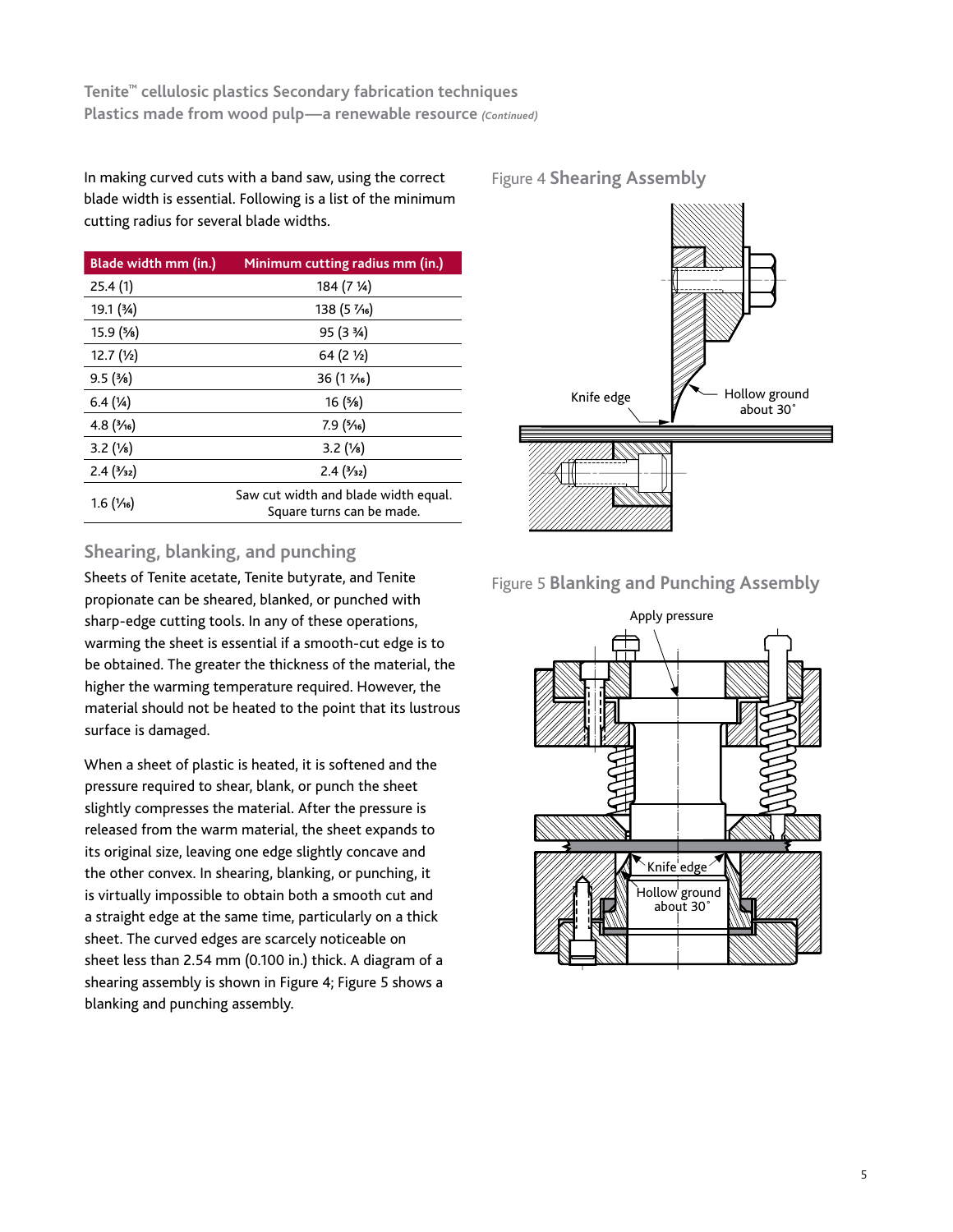In making curved cuts with a band saw, using the correct blade width is essential. Following is a list of the minimum cutting radius for several blade widths.

| Blade width mm (in.) | Minimum cutting radius mm (in.) |
| --- | --- |
| 25.4 (1) | 184 (7 ¼) |
| 19.1 (¾) | 138 (5 7⁄16) |
| 15.9 (⅝) | 95 (3 ¾) |
| 12.7 (½) | 64 (2 ½) |
| 9.5 (⅜) | 36 (1 7⁄16) |
| 6.4 (¼) | 16 (⅝) |
| 4.8 (3⁄16) | 7.9 (5⁄16) |
| 3.2 (⅛) | 3.2 (⅛) |
| 2.4 (3⁄32) | 2.4 (3⁄32) |
| 1.6 (1⁄16) | Saw cut width and blade width equal. Square turns can be made. |

## Shearing, blanking, and punching

Sheets of Tenite acetate, Tenite butyrate, and Tenite propionate can be sheared, blanked, or punched with sharp-edge cutting tools. In any of these operations, warming the sheet is essential if a smooth-cut edge is to be obtained. The greater the thickness of the material, the higher the warming temperature required. However, the material should not be heated to the point that its lustrous surface is damaged.

When a sheet of plastic is heated, it is softened and the pressure required to shear, blank, or punch the sheet slightly compresses the material. After the pressure is released from the warm material, the sheet expands to its original size, leaving one edge slightly concave and the other convex. In shearing, blanking, or punching, it is virtually impossible to obtain both a smooth cut and a straight edge at the same time, particularly on a thick sheet. The curved edges are scarcely noticeable on sheet less than 2.54 mm (0.100 in.) thick. A diagram of a shearing assembly is shown in Figure 4; Figure 5 shows a blanking and punching assembly.

Figure 4 **Shearing Assembly**

Knife edge

Hollow ground about 30˚

Figure 5 **Blanking and Punching Assembly**

Apply pressure

Knife edge

Hollow ground about 30˚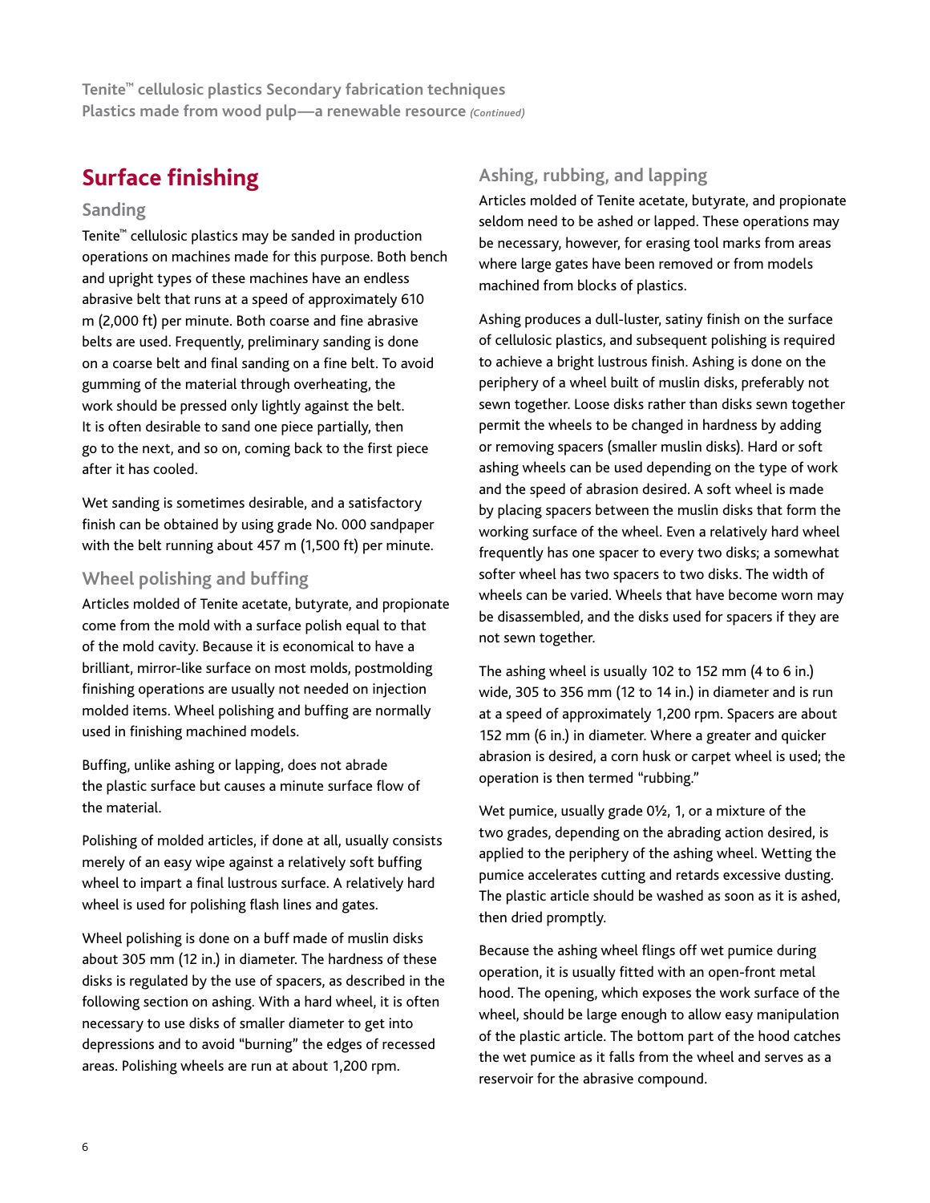## Surface finishing

### Sanding

Tenite™ cellulosic plastics may be sanded in production operations on machines made for this purpose. Both bench and upright types of these machines have an endless abrasive belt that runs at a speed of approximately 610 m (2,000 ft) per minute. Both coarse and fine abrasive belts are used. Frequently, preliminary sanding is done on a coarse belt and final sanding on a fine belt. To avoid gumming of the material through overheating, the work should be pressed only lightly against the belt. It is often desirable to sand one piece partially, then go to the next, and so on, coming back to the first piece after it has cooled.

Wet sanding is sometimes desirable, and a satisfactory finish can be obtained by using grade No. 000 sandpaper with the belt running about 457 m (1,500 ft) per minute.

### Wheel polishing and buffing

Articles molded of Tenite acetate, butyrate, and propionate come from the mold with a surface polish equal to that of the mold cavity. Because it is economical to have a brilliant, mirror-like surface on most molds, postmolding finishing operations are usually not needed on injection molded items. Wheel polishing and buffing are normally used in finishing machined models.

Buffing, unlike ashing or lapping, does not abrade the plastic surface but causes a minute surface flow of the material.

Polishing of molded articles, if done at all, usually consists merely of an easy wipe against a relatively soft buffing wheel to impart a final lustrous surface. A relatively hard wheel is used for polishing flash lines and gates.

Wheel polishing is done on a buff made of muslin disks about 305 mm (12 in.) in diameter. The hardness of these disks is regulated by the use of spacers, as described in the following section on ashing. With a hard wheel, it is often necessary to use disks of smaller diameter to get into depressions and to avoid "burning" the edges of recessed areas. Polishing wheels are run at about 1,200 rpm.

### Ashing, rubbing, and lapping

Articles molded of Tenite acetate, butyrate, and propionate seldom need to be ashed or lapped. These operations may be necessary, however, for erasing tool marks from areas where large gates have been removed or from models machined from blocks of plastics.

Ashing produces a dull-luster, satiny finish on the surface of cellulosic plastics, and subsequent polishing is required to achieve a bright lustrous finish. Ashing is done on the periphery of a wheel built of muslin disks, preferably not sewn together. Loose disks rather than disks sewn together permit the wheels to be changed in hardness by adding or removing spacers (smaller muslin disks). Hard or soft ashing wheels can be used depending on the type of work and the speed of abrasion desired. A soft wheel is made by placing spacers between the muslin disks that form the working surface of the wheel. Even a relatively hard wheel frequently has one spacer to every two disks; a somewhat softer wheel has two spacers to two disks. The width of wheels can be varied. Wheels that have become worn may be disassembled, and the disks used for spacers if they are not sewn together.

The ashing wheel is usually 102 to 152 mm (4 to 6 in.) wide, 305 to 356 mm (12 to 14 in.) in diameter and is run at a speed of approximately 1,200 rpm. Spacers are about 152 mm (6 in.) in diameter. Where a greater and quicker abrasion is desired, a corn husk or carpet wheel is used; the operation is then termed "rubbing."

Wet pumice, usually grade 0½, 1, or a mixture of the two grades, depending on the abrading action desired, is applied to the periphery of the ashing wheel. Wetting the pumice accelerates cutting and retards excessive dusting. The plastic article should be washed as soon as it is ashed, then dried promptly.

Because the ashing wheel flings off wet pumice during operation, it is usually fitted with an open-front metal hood. The opening, which exposes the work surface of the wheel, should be large enough to allow easy manipulation of the plastic article. The bottom part of the hood catches the wet pumice as it falls from the wheel and serves as a reservoir for the abrasive compound.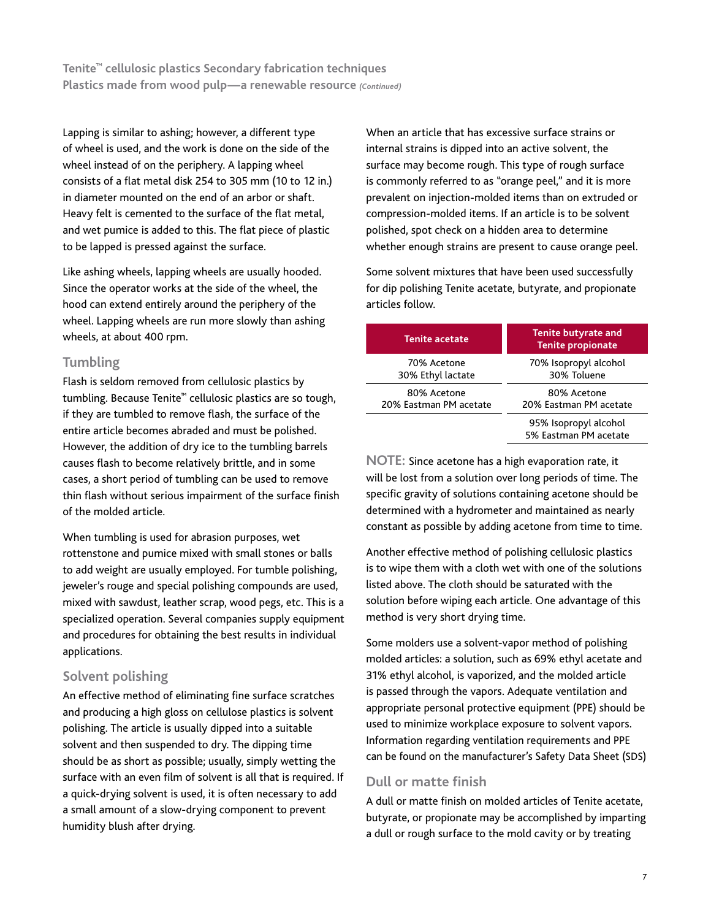Lapping is similar to ashing; however, a different type of wheel is used, and the work is done on the side of the wheel instead of on the periphery. A lapping wheel consists of a flat metal disk 254 to 305 mm (10 to 12 in.) in diameter mounted on the end of an arbor or shaft. Heavy felt is cemented to the surface of the flat metal, and wet pumice is added to this. The flat piece of plastic to be lapped is pressed against the surface.

Like ashing wheels, lapping wheels are usually hooded. Since the operator works at the side of the wheel, the hood can extend entirely around the periphery of the wheel. Lapping wheels are run more slowly than ashing wheels, at about 400 rpm.

## Tumbling

Flash is seldom removed from cellulosic plastics by tumbling. Because Tenite™ cellulosic plastics are so tough, if they are tumbled to remove flash, the surface of the entire article becomes abraded and must be polished. However, the addition of dry ice to the tumbling barrels causes flash to become relatively brittle, and in some cases, a short period of tumbling can be used to remove thin flash without serious impairment of the surface finish of the molded article.

When tumbling is used for abrasion purposes, wet rottenstone and pumice mixed with small stones or balls to add weight are usually employed. For tumble polishing, jeweler's rouge and special polishing compounds are used, mixed with sawdust, leather scrap, wood pegs, etc. This is a specialized operation. Several companies supply equipment and procedures for obtaining the best results in individual applications.

## Solvent polishing

An effective method of eliminating fine surface scratches and producing a high gloss on cellulose plastics is solvent polishing. The article is usually dipped into a suitable solvent and then suspended to dry. The dipping time should be as short as possible; usually, simply wetting the surface with an even film of solvent is all that is required. If a quick-drying solvent is used, it is often necessary to add a small amount of a slow-drying component to prevent humidity blush after drying.

When an article that has excessive surface strains or internal strains is dipped into an active solvent, the surface may become rough. This type of rough surface is commonly referred to as "orange peel," and it is more prevalent on injection-molded items than on extruded or compression-molded items. If an article is to be solvent polished, spot check on a hidden area to determine whether enough strains are present to cause orange peel.

Some solvent mixtures that have been used successfully for dip polishing Tenite acetate, butyrate, and propionate articles follow.

| Tenite acetate | Tenite butyrate and Tenite propionate |
| --- | --- |
| 70% Acetone<br>30% Ethyl lactate | 70% Isopropyl alcohol<br>30% Toluene |
| 80% Acetone<br>20% Eastman PM acetate | 80% Acetone<br>20% Eastman PM acetate |
| | 95% Isopropyl alcohol<br>5% Eastman PM acetate |

**NOTE:** Since acetone has a high evaporation rate, it will be lost from a solution over long periods of time. The specific gravity of solutions containing acetone should be determined with a hydrometer and maintained as nearly constant as possible by adding acetone from time to time.

Another effective method of polishing cellulosic plastics is to wipe them with a cloth wet with one of the solutions listed above. The cloth should be saturated with the solution before wiping each article. One advantage of this method is very short drying time.

Some molders use a solvent-vapor method of polishing molded articles: a solution, such as 69% ethyl acetate and 31% ethyl alcohol, is vaporized, and the molded article is passed through the vapors. Adequate ventilation and appropriate personal protective equipment (PPE) should be used to minimize workplace exposure to solvent vapors. Information regarding ventilation requirements and PPE can be found on the manufacturer's Safety Data Sheet (SDS)

## Dull or matte finish

A dull or matte finish on molded articles of Tenite acetate, butyrate, or propionate may be accomplished by imparting a dull or rough surface to the mold cavity or by treating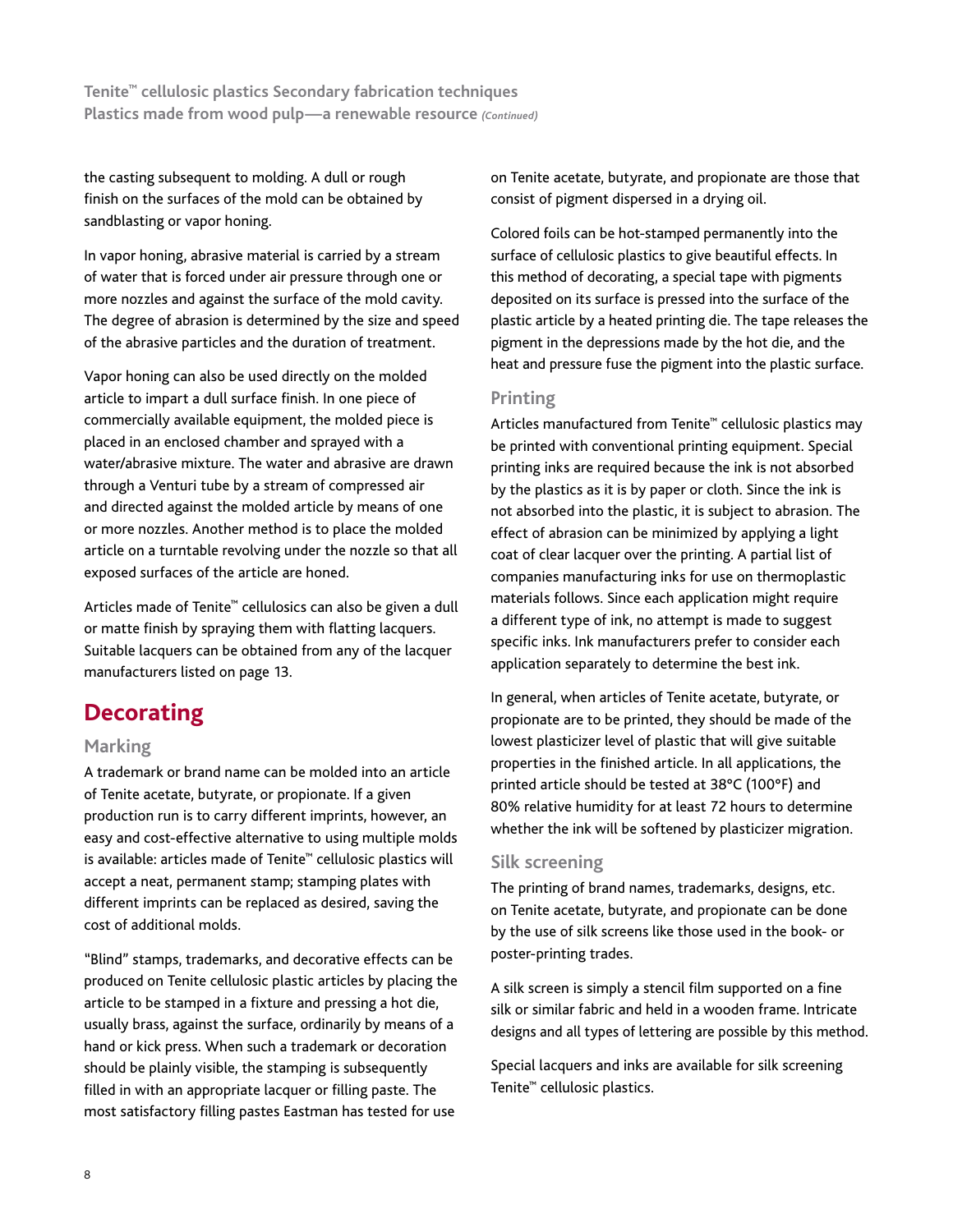the casting subsequent to molding. A dull or rough finish on the surfaces of the mold can be obtained by sandblasting or vapor honing.

In vapor honing, abrasive material is carried by a stream of water that is forced under air pressure through one or more nozzles and against the surface of the mold cavity. The degree of abrasion is determined by the size and speed of the abrasive particles and the duration of treatment.

Vapor honing can also be used directly on the molded article to impart a dull surface finish. In one piece of commercially available equipment, the molded piece is placed in an enclosed chamber and sprayed with a water/abrasive mixture. The water and abrasive are drawn through a Venturi tube by a stream of compressed air and directed against the molded article by means of one or more nozzles. Another method is to place the molded article on a turntable revolving under the nozzle so that all exposed surfaces of the article are honed.

Articles made of Tenite™ cellulosics can also be given a dull or matte finish by spraying them with flatting lacquers. Suitable lacquers can be obtained from any of the lacquer manufacturers listed on page 13.

# Decorating

## Marking

A trademark or brand name can be molded into an article of Tenite acetate, butyrate, or propionate. If a given production run is to carry different imprints, however, an easy and cost-effective alternative to using multiple molds is available: articles made of Tenite™ cellulosic plastics will accept a neat, permanent stamp; stamping plates with different imprints can be replaced as desired, saving the cost of additional molds.

"Blind" stamps, trademarks, and decorative effects can be produced on Tenite cellulosic plastic articles by placing the article to be stamped in a fixture and pressing a hot die, usually brass, against the surface, ordinarily by means of a hand or kick press. When such a trademark or decoration should be plainly visible, the stamping is subsequently filled in with an appropriate lacquer or filling paste. The most satisfactory filling pastes Eastman has tested for use on Tenite acetate, butyrate, and propionate are those that consist of pigment dispersed in a drying oil.

Colored foils can be hot-stamped permanently into the surface of cellulosic plastics to give beautiful effects. In this method of decorating, a special tape with pigments deposited on its surface is pressed into the surface of the plastic article by a heated printing die. The tape releases the pigment in the depressions made by the hot die, and the heat and pressure fuse the pigment into the plastic surface.

## Printing

Articles manufactured from Tenite™ cellulosic plastics may be printed with conventional printing equipment. Special printing inks are required because the ink is not absorbed by the plastics as it is by paper or cloth. Since the ink is not absorbed into the plastic, it is subject to abrasion. The effect of abrasion can be minimized by applying a light coat of clear lacquer over the printing. A partial list of companies manufacturing inks for use on thermoplastic materials follows. Since each application might require a different type of ink, no attempt is made to suggest specific inks. Ink manufacturers prefer to consider each application separately to determine the best ink.

In general, when articles of Tenite acetate, butyrate, or propionate are to be printed, they should be made of the lowest plasticizer level of plastic that will give suitable properties in the finished article. In all applications, the printed article should be tested at 38°C (100°F) and 80% relative humidity for at least 72 hours to determine whether the ink will be softened by plasticizer migration.

## Silk screening

The printing of brand names, trademarks, designs, etc. on Tenite acetate, butyrate, and propionate can be done by the use of silk screens like those used in the book- or poster-printing trades.

A silk screen is simply a stencil film supported on a fine silk or similar fabric and held in a wooden frame. Intricate designs and all types of lettering are possible by this method.

Special lacquers and inks are available for silk screening Tenite™ cellulosic plastics.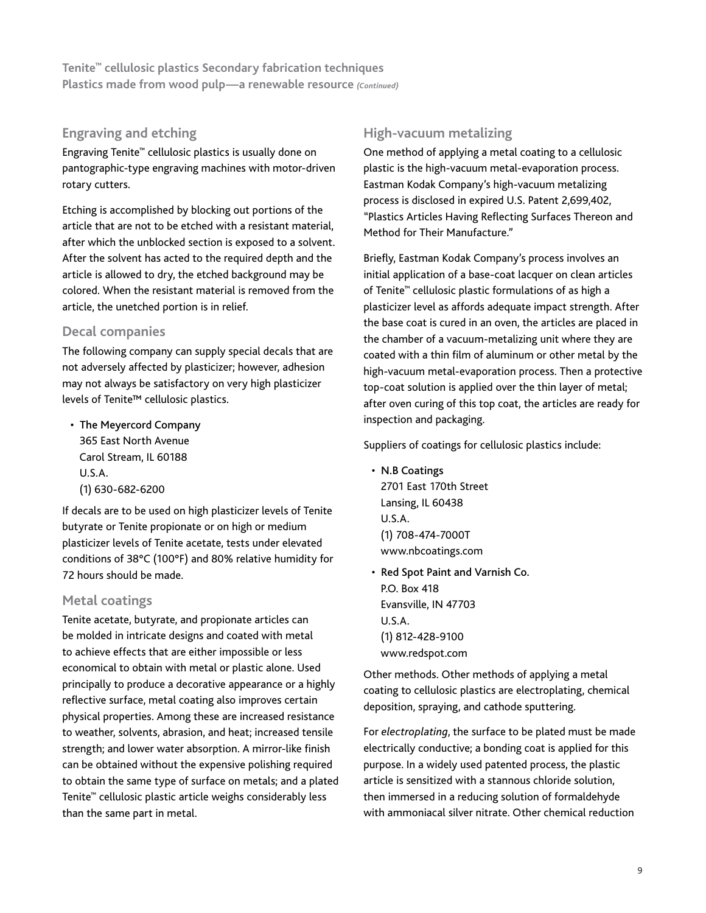## Engraving and etching

Engraving Tenite™ cellulosic plastics is usually done on pantographic-type engraving machines with motor-driven rotary cutters.

Etching is accomplished by blocking out portions of the article that are not to be etched with a resistant material, after which the unblocked section is exposed to a solvent. After the solvent has acted to the required depth and the article is allowed to dry, the etched background may be colored. When the resistant material is removed from the article, the unetched portion is in relief.

## Decal companies

The following company can supply special decals that are not adversely affected by plasticizer; however, adhesion may not always be satisfactory on very high plasticizer levels of Tenite™ cellulosic plastics.

- **The Meyercord Company**
  365 East North Avenue
  Carol Stream, IL 60188
  U.S.A.
  (1) 630-682-6200

If decals are to be used on high plasticizer levels of Tenite butyrate or Tenite propionate or on high or medium plasticizer levels of Tenite acetate, tests under elevated conditions of 38°C (100°F) and 80% relative humidity for 72 hours should be made.

## Metal coatings

Tenite acetate, butyrate, and propionate articles can be molded in intricate designs and coated with metal to achieve effects that are either impossible or less economical to obtain with metal or plastic alone. Used principally to produce a decorative appearance or a highly reflective surface, metal coating also improves certain physical properties. Among these are increased resistance to weather, solvents, abrasion, and heat; increased tensile strength; and lower water absorption. A mirror-like finish can be obtained without the expensive polishing required to obtain the same type of surface on metals; and a plated Tenite™ cellulosic plastic article weighs considerably less than the same part in metal.

## High-vacuum metalizing

One method of applying a metal coating to a cellulosic plastic is the high-vacuum metal-evaporation process. Eastman Kodak Company's high-vacuum metalizing process is disclosed in expired U.S. Patent 2,699,402, "Plastics Articles Having Reflecting Surfaces Thereon and Method for Their Manufacture."

Briefly, Eastman Kodak Company's process involves an initial application of a base-coat lacquer on clean articles of Tenite™ cellulosic plastic formulations of as high a plasticizer level as affords adequate impact strength. After the base coat is cured in an oven, the articles are placed in the chamber of a vacuum-metalizing unit where they are coated with a thin film of aluminum or other metal by the high-vacuum metal-evaporation process. Then a protective top-coat solution is applied over the thin layer of metal; after oven curing of this top coat, the articles are ready for inspection and packaging.

Suppliers of coatings for cellulosic plastics include:

- **N.B Coatings**
  2701 East 170th Street
  Lansing, IL 60438
  U.S.A.
  (1) 708-474-7000T
  www.nbcoatings.com
- **Red Spot Paint and Varnish Co.**
  P.O. Box 418
  Evansville, IN 47703
  U.S.A.
  (1) 812-428-9100
  www.redspot.com

Other methods. Other methods of applying a metal coating to cellulosic plastics are electroplating, chemical deposition, spraying, and cathode sputtering.

For *electroplating*, the surface to be plated must be made electrically conductive; a bonding coat is applied for this purpose. In a widely used patented process, the plastic article is sensitized with a stannous chloride solution, then immersed in a reducing solution of formaldehyde with ammoniacal silver nitrate. Other chemical reduction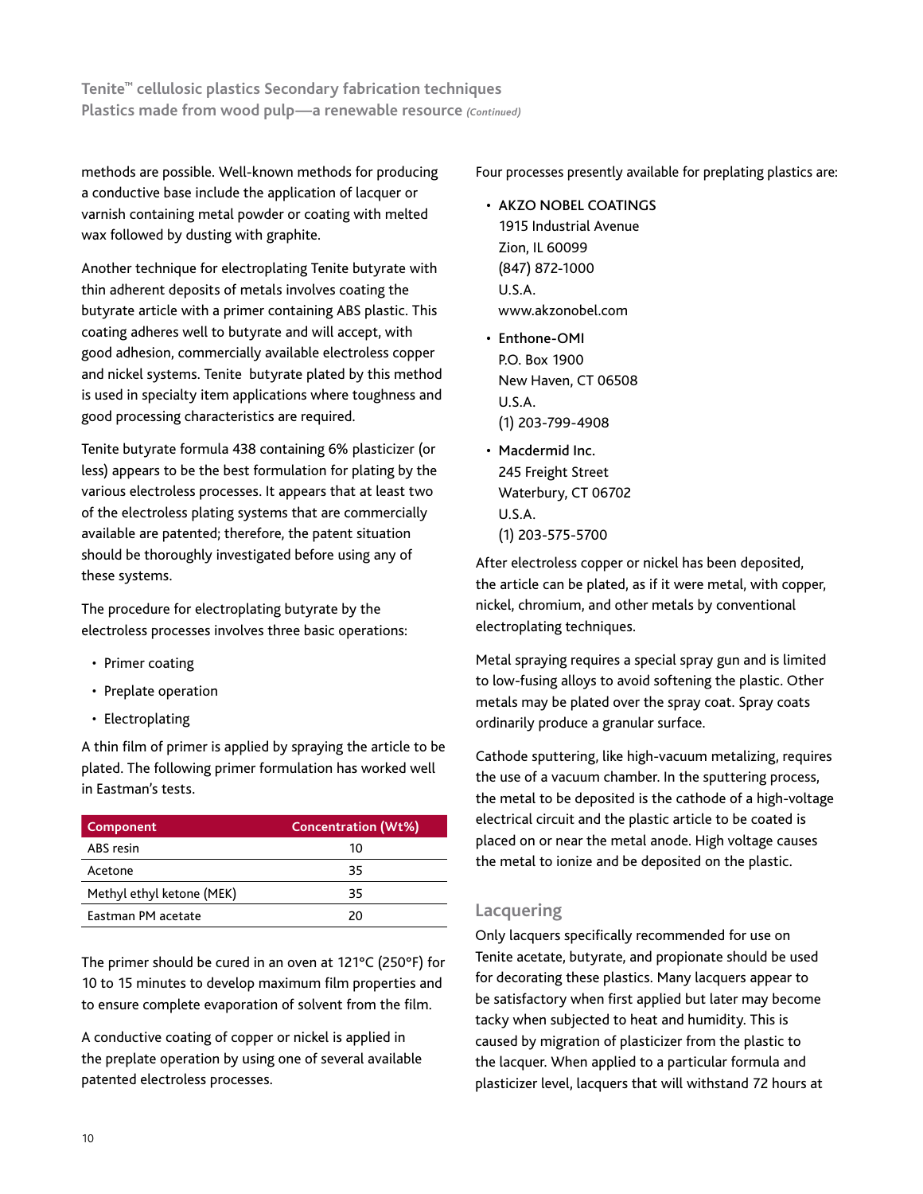methods are possible. Well-known methods for producing a conductive base include the application of lacquer or varnish containing metal powder or coating with melted wax followed by dusting with graphite.

Another technique for electroplating Tenite butyrate with thin adherent deposits of metals involves coating the butyrate article with a primer containing ABS plastic. This coating adheres well to butyrate and will accept, with good adhesion, commercially available electroless copper and nickel systems. Tenite butyrate plated by this method is used in specialty item applications where toughness and good processing characteristics are required.

Tenite butyrate formula 438 containing 6% plasticizer (or less) appears to be the best formulation for plating by the various electroless processes. It appears that at least two of the electroless plating systems that are commercially available are patented; therefore, the patent situation should be thoroughly investigated before using any of these systems.

The procedure for electroplating butyrate by the electroless processes involves three basic operations:

- Primer coating
- Preplate operation
- Electroplating

A thin film of primer is applied by spraying the article to be plated. The following primer formulation has worked well in Eastman's tests.

| Component | Concentration (Wt%) |
|---|---|
| ABS resin | 10 |
| Acetone | 35 |
| Methyl ethyl ketone (MEK) | 35 |
| Eastman PM acetate | 20 |

The primer should be cured in an oven at 121°C (250°F) for 10 to 15 minutes to develop maximum film properties and to ensure complete evaporation of solvent from the film.

A conductive coating of copper or nickel is applied in the preplate operation by using one of several available patented electroless processes.

Four processes presently available for preplating plastics are:

- AKZO NOBEL COATINGS
  1915 Industrial Avenue
  Zion, IL 60099
  (847) 872-1000
  U.S.A.
  www.akzonobel.com
- Enthone-OMI
  P.O. Box 1900
  New Haven, CT 06508
  U.S.A.
  (1) 203-799-4908
- Macdermid Inc.
  245 Freight Street
  Waterbury, CT 06702
  U.S.A.
  (1) 203-575-5700

After electroless copper or nickel has been deposited, the article can be plated, as if it were metal, with copper, nickel, chromium, and other metals by conventional electroplating techniques.

Metal spraying requires a special spray gun and is limited to low-fusing alloys to avoid softening the plastic. Other metals may be plated over the spray coat. Spray coats ordinarily produce a granular surface.

Cathode sputtering, like high-vacuum metalizing, requires the use of a vacuum chamber. In the sputtering process, the metal to be deposited is the cathode of a high-voltage electrical circuit and the plastic article to be coated is placed on or near the metal anode. High voltage causes the metal to ionize and be deposited on the plastic.

## Lacquering

Only lacquers specifically recommended for use on Tenite acetate, butyrate, and propionate should be used for decorating these plastics. Many lacquers appear to be satisfactory when first applied but later may become tacky when subjected to heat and humidity. This is caused by migration of plasticizer from the plastic to the lacquer. When applied to a particular formula and plasticizer level, lacquers that will withstand 72 hours at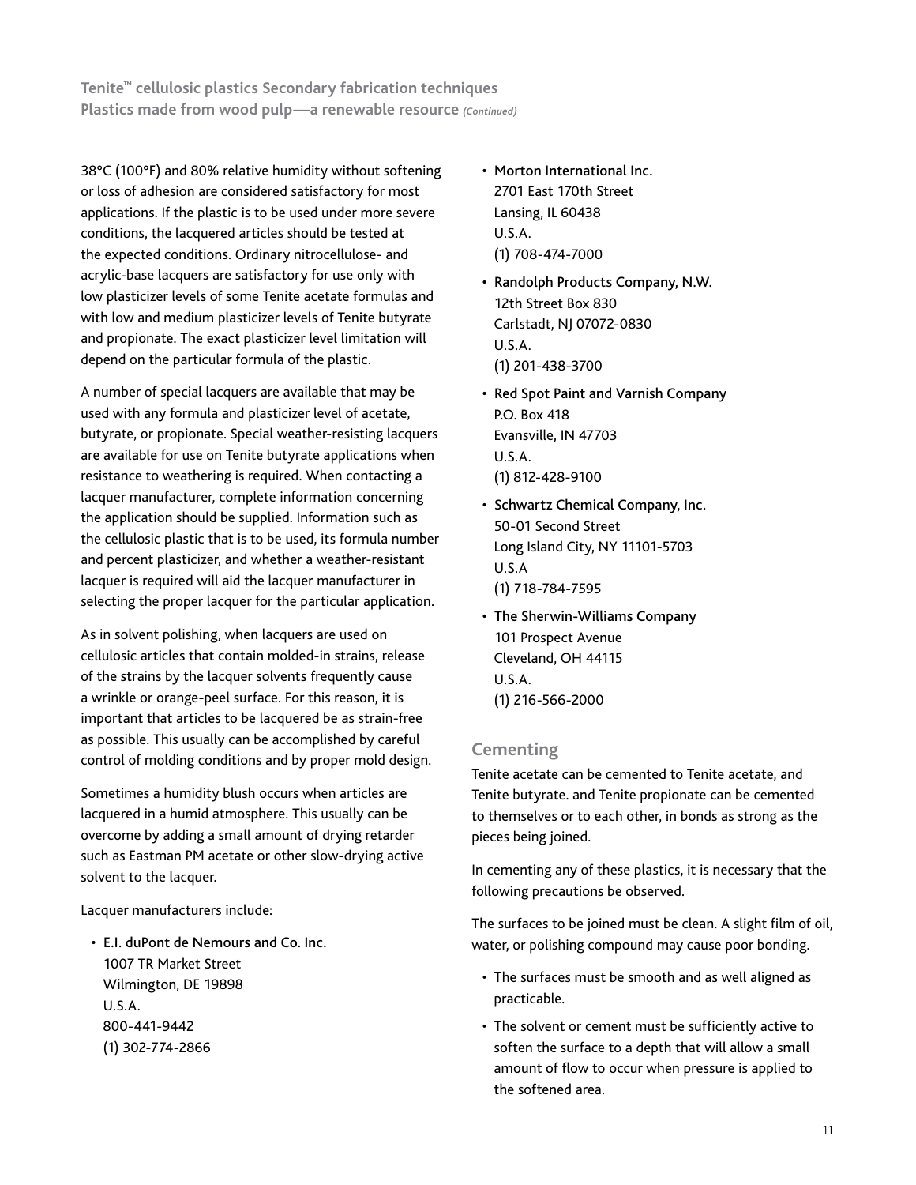38°C (100°F) and 80% relative humidity without softening or loss of adhesion are considered satisfactory for most applications. If the plastic is to be used under more severe conditions, the lacquered articles should be tested at the expected conditions. Ordinary nitrocellulose- and acrylic-base lacquers are satisfactory for use only with low plasticizer levels of some Tenite acetate formulas and with low and medium plasticizer levels of Tenite butyrate and propionate. The exact plasticizer level limitation will depend on the particular formula of the plastic.

A number of special lacquers are available that may be used with any formula and plasticizer level of acetate, butyrate, or propionate. Special weather-resisting lacquers are available for use on Tenite butyrate applications when resistance to weathering is required. When contacting a lacquer manufacturer, complete information concerning the application should be supplied. Information such as the cellulosic plastic that is to be used, its formula number and percent plasticizer, and whether a weather-resistant lacquer is required will aid the lacquer manufacturer in selecting the proper lacquer for the particular application.

As in solvent polishing, when lacquers are used on cellulosic articles that contain molded-in strains, release of the strains by the lacquer solvents frequently cause a wrinkle or orange-peel surface. For this reason, it is important that articles to be lacquered be as strain-free as possible. This usually can be accomplished by careful control of molding conditions and by proper mold design.

Sometimes a humidity blush occurs when articles are lacquered in a humid atmosphere. This usually can be overcome by adding a small amount of drying retarder such as Eastman PM acetate or other slow-drying active solvent to the lacquer.

Lacquer manufacturers include:

- E.I. duPont de Nemours and Co. Inc.
  1007 TR Market Street
  Wilmington, DE 19898
  U.S.A.
  800-441-9442
  (1) 302-774-2866
- Morton International Inc.
  2701 East 170th Street
  Lansing, IL 60438
  U.S.A.
  (1) 708-474-7000
- Randolph Products Company, N.W.
  12th Street Box 830
  Carlstadt, NJ 07072-0830
  U.S.A.
  (1) 201-438-3700
- Red Spot Paint and Varnish Company
  P.O. Box 418
  Evansville, IN 47703
  U.S.A.
  (1) 812-428-9100
- Schwartz Chemical Company, Inc.
  50-01 Second Street
  Long Island City, NY 11101-5703
  U.S.A
  (1) 718-784-7595
- The Sherwin-Williams Company
  101 Prospect Avenue
  Cleveland, OH 44115
  U.S.A.
  (1) 216-566-2000

## Cementing

Tenite acetate can be cemented to Tenite acetate, and Tenite butyrate. and Tenite propionate can be cemented to themselves or to each other, in bonds as strong as the pieces being joined.

In cementing any of these plastics, it is necessary that the following precautions be observed.

The surfaces to be joined must be clean. A slight film of oil, water, or polishing compound may cause poor bonding.

- The surfaces must be smooth and as well aligned as practicable.
- The solvent or cement must be sufficiently active to soften the surface to a depth that will allow a small amount of flow to occur when pressure is applied to the softened area.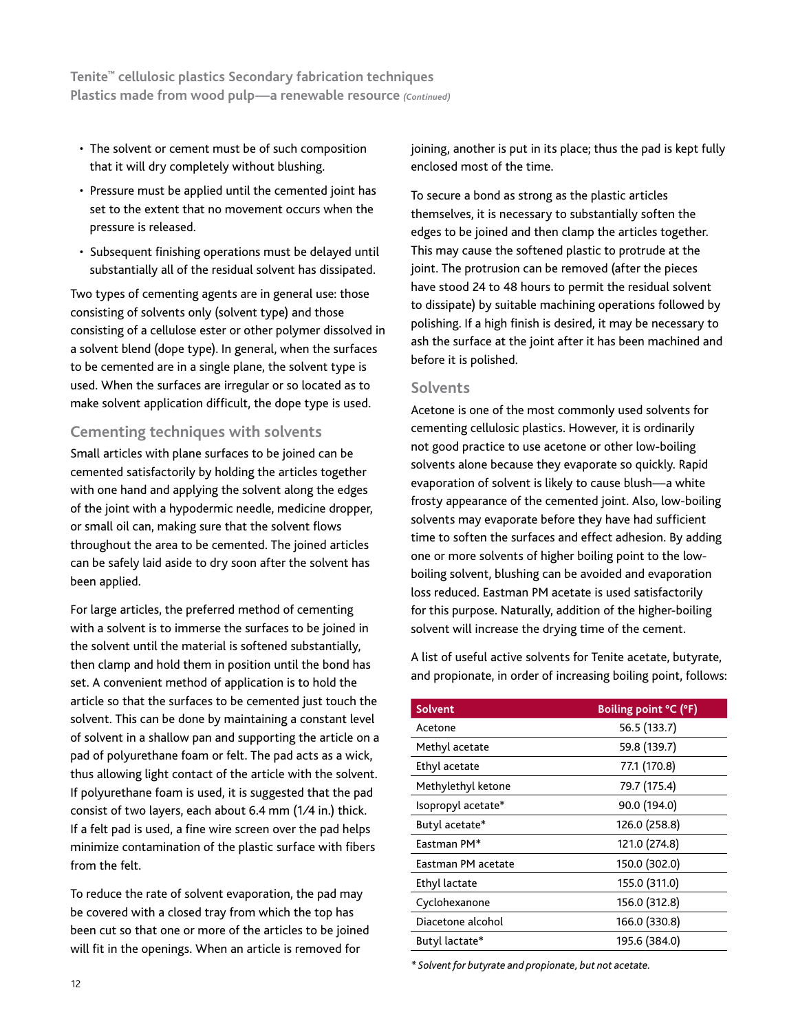- The solvent or cement must be of such composition that it will dry completely without blushing.
- Pressure must be applied until the cemented joint has set to the extent that no movement occurs when the pressure is released.
- Subsequent finishing operations must be delayed until substantially all of the residual solvent has dissipated.

Two types of cementing agents are in general use: those consisting of solvents only (solvent type) and those consisting of a cellulose ester or other polymer dissolved in a solvent blend (dope type). In general, when the surfaces to be cemented are in a single plane, the solvent type is used. When the surfaces are irregular or so located as to make solvent application difficult, the dope type is used.

## Cementing techniques with solvents

Small articles with plane surfaces to be joined can be cemented satisfactorily by holding the articles together with one hand and applying the solvent along the edges of the joint with a hypodermic needle, medicine dropper, or small oil can, making sure that the solvent flows throughout the area to be cemented. The joined articles can be safely laid aside to dry soon after the solvent has been applied.

For large articles, the preferred method of cementing with a solvent is to immerse the surfaces to be joined in the solvent until the material is softened substantially, then clamp and hold them in position until the bond has set. A convenient method of application is to hold the article so that the surfaces to be cemented just touch the solvent. This can be done by maintaining a constant level of solvent in a shallow pan and supporting the article on a pad of polyurethane foam or felt. The pad acts as a wick, thus allowing light contact of the article with the solvent. If polyurethane foam is used, it is suggested that the pad consist of two layers, each about 6.4 mm (1⁄4 in.) thick. If a felt pad is used, a fine wire screen over the pad helps minimize contamination of the plastic surface with fibers from the felt.

To reduce the rate of solvent evaporation, the pad may be covered with a closed tray from which the top has been cut so that one or more of the articles to be joined will fit in the openings. When an article is removed for joining, another is put in its place; thus the pad is kept fully enclosed most of the time.

To secure a bond as strong as the plastic articles themselves, it is necessary to substantially soften the edges to be joined and then clamp the articles together. This may cause the softened plastic to protrude at the joint. The protrusion can be removed (after the pieces have stood 24 to 48 hours to permit the residual solvent to dissipate) by suitable machining operations followed by polishing. If a high finish is desired, it may be necessary to ash the surface at the joint after it has been machined and before it is polished.

## Solvents

Acetone is one of the most commonly used solvents for cementing cellulosic plastics. However, it is ordinarily not good practice to use acetone or other low-boiling solvents alone because they evaporate so quickly. Rapid evaporation of solvent is likely to cause blush—a white frosty appearance of the cemented joint. Also, low-boiling solvents may evaporate before they have had sufficient time to soften the surfaces and effect adhesion. By adding one or more solvents of higher boiling point to the low-boiling solvent, blushing can be avoided and evaporation loss reduced. Eastman PM acetate is used satisfactorily for this purpose. Naturally, addition of the higher-boiling solvent will increase the drying time of the cement.

A list of useful active solvents for Tenite acetate, butyrate, and propionate, in order of increasing boiling point, follows:

| Solvent | Boiling point °C (°F) |
|---|---|
| Acetone | 56.5 (133.7) |
| Methyl acetate | 59.8 (139.7) |
| Ethyl acetate | 77.1 (170.8) |
| Methylethyl ketone | 79.7 (175.4) |
| Isopropyl acetate* | 90.0 (194.0) |
| Butyl acetate* | 126.0 (258.8) |
| Eastman PM* | 121.0 (274.8) |
| Eastman PM acetate | 150.0 (302.0) |
| Ethyl lactate | 155.0 (311.0) |
| Cyclohexanone | 156.0 (312.8) |
| Diacetone alcohol | 166.0 (330.8) |
| Butyl lactate* | 195.6 (384.0) |

*\* Solvent for butyrate and propionate, but not acetate.*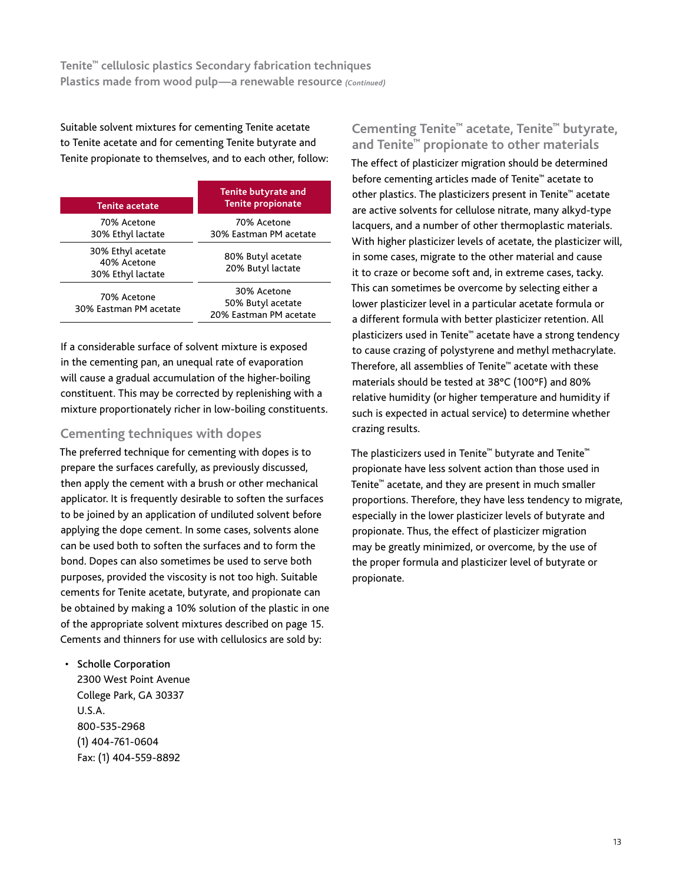Suitable solvent mixtures for cementing Tenite acetate to Tenite acetate and for cementing Tenite butyrate and Tenite propionate to themselves, and to each other, follow:

| Tenite acetate | Tenite butyrate and Tenite propionate |
|---|---|
| 70% Acetone<br>30% Ethyl lactate | 70% Acetone<br>30% Eastman PM acetate |
| 30% Ethyl acetate<br>40% Acetone<br>30% Ethyl lactate | 80% Butyl acetate<br>20% Butyl lactate |
| 70% Acetone<br>30% Eastman PM acetate | 30% Acetone<br>50% Butyl acetate<br>20% Eastman PM acetate |

If a considerable surface of solvent mixture is exposed in the cementing pan, an unequal rate of evaporation will cause a gradual accumulation of the higher-boiling constituent. This may be corrected by replenishing with a mixture proportionately richer in low-boiling constituents.

## Cementing techniques with dopes

The preferred technique for cementing with dopes is to prepare the surfaces carefully, as previously discussed, then apply the cement with a brush or other mechanical applicator. It is frequently desirable to soften the surfaces to be joined by an application of undiluted solvent before applying the dope cement. In some cases, solvents alone can be used both to soften the surfaces and to form the bond. Dopes can also sometimes be used to serve both purposes, provided the viscosity is not too high. Suitable cements for Tenite acetate, butyrate, and propionate can be obtained by making a 10% solution of the plastic in one of the appropriate solvent mixtures described on page 15. Cements and thinners for use with cellulosics are sold by:

- **Scholle Corporation**
  2300 West Point Avenue
  College Park, GA 30337
  U.S.A.
  800-535-2968
  (1) 404-761-0604
  Fax: (1) 404-559-8892

## Cementing Tenite™ acetate, Tenite™ butyrate, and Tenite™ propionate to other materials

The effect of plasticizer migration should be determined before cementing articles made of Tenite™ acetate to other plastics. The plasticizers present in Tenite™ acetate are active solvents for cellulose nitrate, many alkyd-type lacquers, and a number of other thermoplastic materials. With higher plasticizer levels of acetate, the plasticizer will, in some cases, migrate to the other material and cause it to craze or become soft and, in extreme cases, tacky. This can sometimes be overcome by selecting either a lower plasticizer level in a particular acetate formula or a different formula with better plasticizer retention. All plasticizers used in Tenite™ acetate have a strong tendency to cause crazing of polystyrene and methyl methacrylate. Therefore, all assemblies of Tenite™ acetate with these materials should be tested at 38°C (100°F) and 80% relative humidity (or higher temperature and humidity if such is expected in actual service) to determine whether crazing results.

The plasticizers used in Tenite™ butyrate and Tenite™ propionate have less solvent action than those used in Tenite™ acetate, and they are present in much smaller proportions. Therefore, they have less tendency to migrate, especially in the lower plasticizer levels of butyrate and propionate. Thus, the effect of plasticizer migration may be greatly minimized, or overcome, by the use of the proper formula and plasticizer level of butyrate or propionate.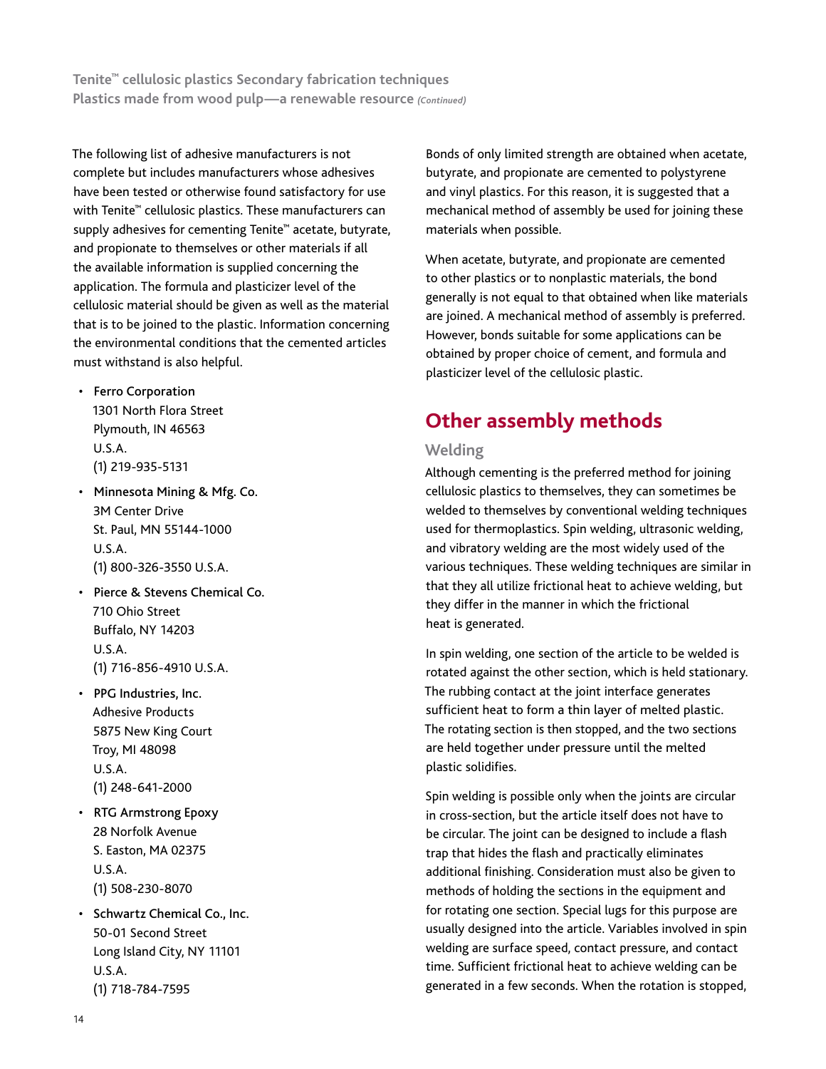The following list of adhesive manufacturers is not complete but includes manufacturers whose adhesives have been tested or otherwise found satisfactory for use with Tenite™ cellulosic plastics. These manufacturers can supply adhesives for cementing Tenite™ acetate, butyrate, and propionate to themselves or other materials if all the available information is supplied concerning the application. The formula and plasticizer level of the cellulosic material should be given as well as the material that is to be joined to the plastic. Information concerning the environmental conditions that the cemented articles must withstand is also helpful.

- Ferro Corporation
  1301 North Flora Street
  Plymouth, IN 46563
  U.S.A.
  (1) 219-935-5131
- Minnesota Mining & Mfg. Co.
  3M Center Drive
  St. Paul, MN 55144-1000
  U.S.A.
  (1) 800-326-3550 U.S.A.
- Pierce & Stevens Chemical Co.
  710 Ohio Street
  Buffalo, NY 14203
  U.S.A.
  (1) 716-856-4910 U.S.A.
- PPG Industries, Inc.
  Adhesive Products
  5875 New King Court
  Troy, MI 48098
  U.S.A.
  (1) 248-641-2000
- RTG Armstrong Epoxy
  28 Norfolk Avenue
  S. Easton, MA 02375
  U.S.A.
  (1) 508-230-8070
- Schwartz Chemical Co., Inc.
  50-01 Second Street
  Long Island City, NY 11101
  U.S.A.
  (1) 718-784-7595

Bonds of only limited strength are obtained when acetate, butyrate, and propionate are cemented to polystyrene and vinyl plastics. For this reason, it is suggested that a mechanical method of assembly be used for joining these materials when possible.

When acetate, butyrate, and propionate are cemented to other plastics or to nonplastic materials, the bond generally is not equal to that obtained when like materials are joined. A mechanical method of assembly is preferred. However, bonds suitable for some applications can be obtained by proper choice of cement, and formula and plasticizer level of the cellulosic plastic.

## Other assembly methods

### Welding

Although cementing is the preferred method for joining cellulosic plastics to themselves, they can sometimes be welded to themselves by conventional welding techniques used for thermoplastics. Spin welding, ultrasonic welding, and vibratory welding are the most widely used of the various techniques. These welding techniques are similar in that they all utilize frictional heat to achieve welding, but they differ in the manner in which the frictional heat is generated.

In spin welding, one section of the article to be welded is rotated against the other section, which is held stationary. The rubbing contact at the joint interface generates sufficient heat to form a thin layer of melted plastic. The rotating section is then stopped, and the two sections are held together under pressure until the melted plastic solidifies.

Spin welding is possible only when the joints are circular in cross-section, but the article itself does not have to be circular. The joint can be designed to include a flash trap that hides the flash and practically eliminates additional finishing. Consideration must also be given to methods of holding the sections in the equipment and for rotating one section. Special lugs for this purpose are usually designed into the article. Variables involved in spin welding are surface speed, contact pressure, and contact time. Sufficient frictional heat to achieve welding can be generated in a few seconds. When the rotation is stopped,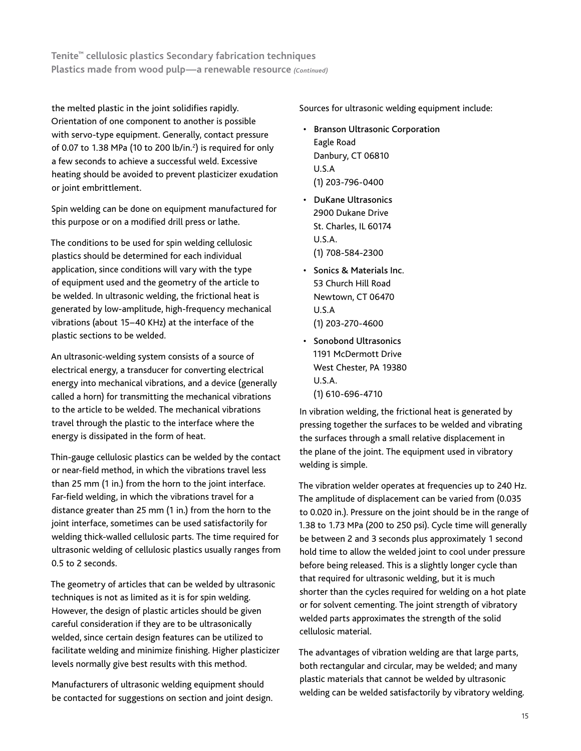the melted plastic in the joint solidifies rapidly. Orientation of one component to another is possible with servo-type equipment. Generally, contact pressure of 0.07 to 1.38 MPa (10 to 200 lb/in.$^2$) is required for only a few seconds to achieve a successful weld. Excessive heating should be avoided to prevent plasticizer exudation or joint embrittlement.

Spin welding can be done on equipment manufactured for this purpose or on a modified drill press or lathe.

The conditions to be used for spin welding cellulosic plastics should be determined for each individual application, since conditions will vary with the type of equipment used and the geometry of the article to be welded. In ultrasonic welding, the frictional heat is generated by low-amplitude, high-frequency mechanical vibrations (about 15–40 KHz) at the interface of the plastic sections to be welded.

An ultrasonic-welding system consists of a source of electrical energy, a transducer for converting electrical energy into mechanical vibrations, and a device (generally called a horn) for transmitting the mechanical vibrations to the article to be welded. The mechanical vibrations travel through the plastic to the interface where the energy is dissipated in the form of heat.

Thin-gauge cellulosic plastics can be welded by the contact or near-field method, in which the vibrations travel less than 25 mm (1 in.) from the horn to the joint interface. Far-field welding, in which the vibrations travel for a distance greater than 25 mm (1 in.) from the horn to the joint interface, sometimes can be used satisfactorily for welding thick-walled cellulosic parts. The time required for ultrasonic welding of cellulosic plastics usually ranges from 0.5 to 2 seconds.

The geometry of articles that can be welded by ultrasonic techniques is not as limited as it is for spin welding. However, the design of plastic articles should be given careful consideration if they are to be ultrasonically welded, since certain design features can be utilized to facilitate welding and minimize finishing. Higher plasticizer levels normally give best results with this method.

Manufacturers of ultrasonic welding equipment should be contacted for suggestions on section and joint design.

Sources for ultrasonic welding equipment include:

- **Branson Ultrasonic Corporation**
  Eagle Road
  Danbury, CT 06810
  U.S.A
  (1) 203-796-0400
- **DuKane Ultrasonics**
  2900 Dukane Drive
  St. Charles, IL 60174
  U.S.A.
  (1) 708-584-2300
- **Sonics & Materials Inc.**
  53 Church Hill Road
  Newtown, CT 06470
  U.S.A
  (1) 203-270-4600
- **Sonobond Ultrasonics**
  1191 McDermott Drive
  West Chester, PA 19380
  U.S.A.
  (1) 610-696-4710

In vibration welding, the frictional heat is generated by pressing together the surfaces to be welded and vibrating the surfaces through a small relative displacement in the plane of the joint. The equipment used in vibratory welding is simple.

The vibration welder operates at frequencies up to 240 Hz. The amplitude of displacement can be varied from (0.035 to 0.020 in.). Pressure on the joint should be in the range of 1.38 to 1.73 MPa (200 to 250 psi). Cycle time will generally be between 2 and 3 seconds plus approximately 1 second hold time to allow the welded joint to cool under pressure before being released. This is a slightly longer cycle than that required for ultrasonic welding, but it is much shorter than the cycles required for welding on a hot plate or for solvent cementing. The joint strength of vibratory welded parts approximates the strength of the solid cellulosic material.

The advantages of vibration welding are that large parts, both rectangular and circular, may be welded; and many plastic materials that cannot be welded by ultrasonic welding can be welded satisfactorily by vibratory welding.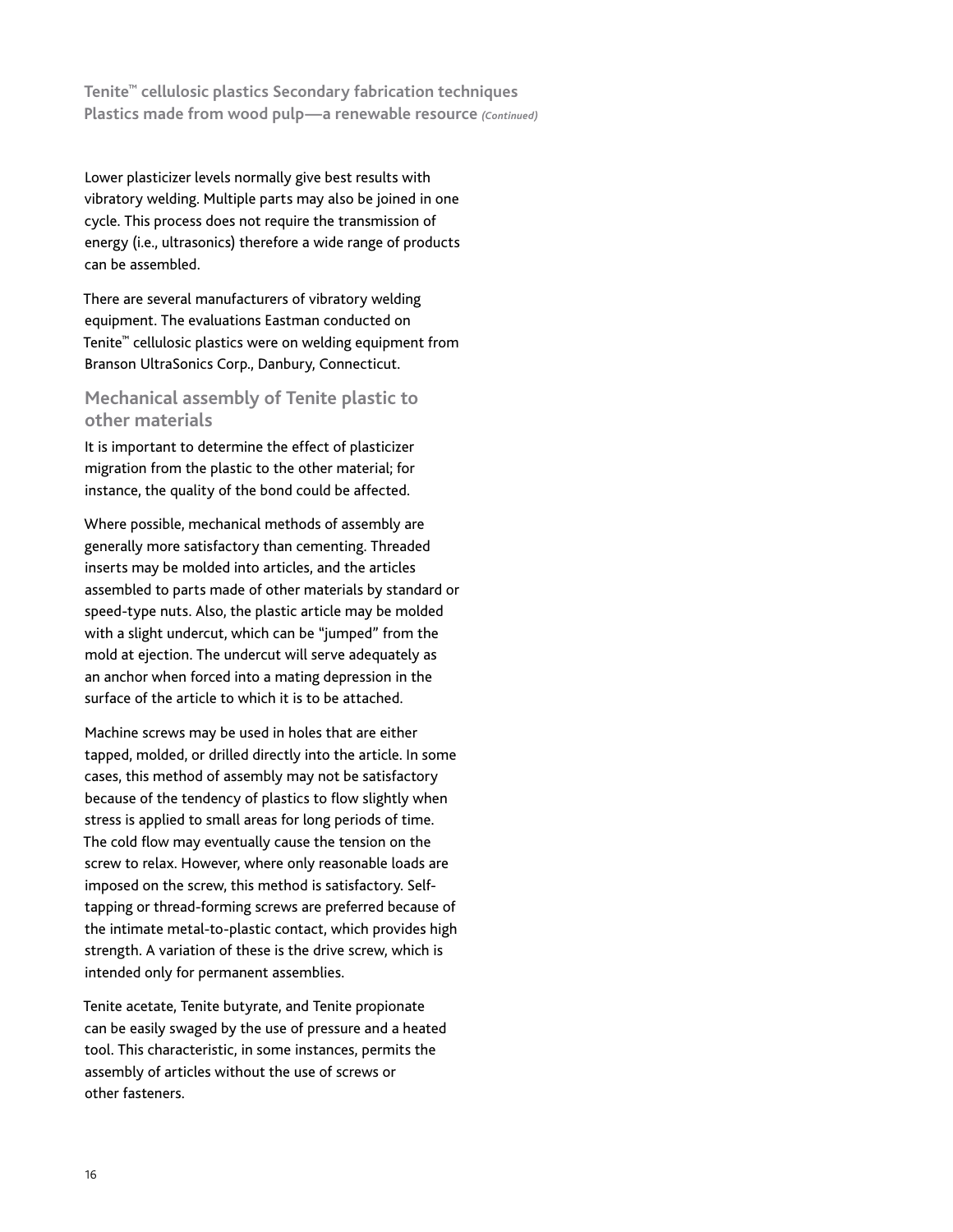Lower plasticizer levels normally give best results with vibratory welding. Multiple parts may also be joined in one cycle. This process does not require the transmission of energy (i.e., ultrasonics) therefore a wide range of products can be assembled.

There are several manufacturers of vibratory welding equipment. The evaluations Eastman conducted on Tenite™ cellulosic plastics were on welding equipment from Branson UltraSonics Corp., Danbury, Connecticut.

## Mechanical assembly of Tenite plastic to other materials

It is important to determine the effect of plasticizer migration from the plastic to the other material; for instance, the quality of the bond could be affected.

Where possible, mechanical methods of assembly are generally more satisfactory than cementing. Threaded inserts may be molded into articles, and the articles assembled to parts made of other materials by standard or speed-type nuts. Also, the plastic article may be molded with a slight undercut, which can be "jumped" from the mold at ejection. The undercut will serve adequately as an anchor when forced into a mating depression in the surface of the article to which it is to be attached.

Machine screws may be used in holes that are either tapped, molded, or drilled directly into the article. In some cases, this method of assembly may not be satisfactory because of the tendency of plastics to flow slightly when stress is applied to small areas for long periods of time. The cold flow may eventually cause the tension on the screw to relax. However, where only reasonable loads are imposed on the screw, this method is satisfactory. Self-tapping or thread-forming screws are preferred because of the intimate metal-to-plastic contact, which provides high strength. A variation of these is the drive screw, which is intended only for permanent assemblies.

Tenite acetate, Tenite butyrate, and Tenite propionate can be easily swaged by the use of pressure and a heated tool. This characteristic, in some instances, permits the assembly of articles without the use of screws or other fasteners.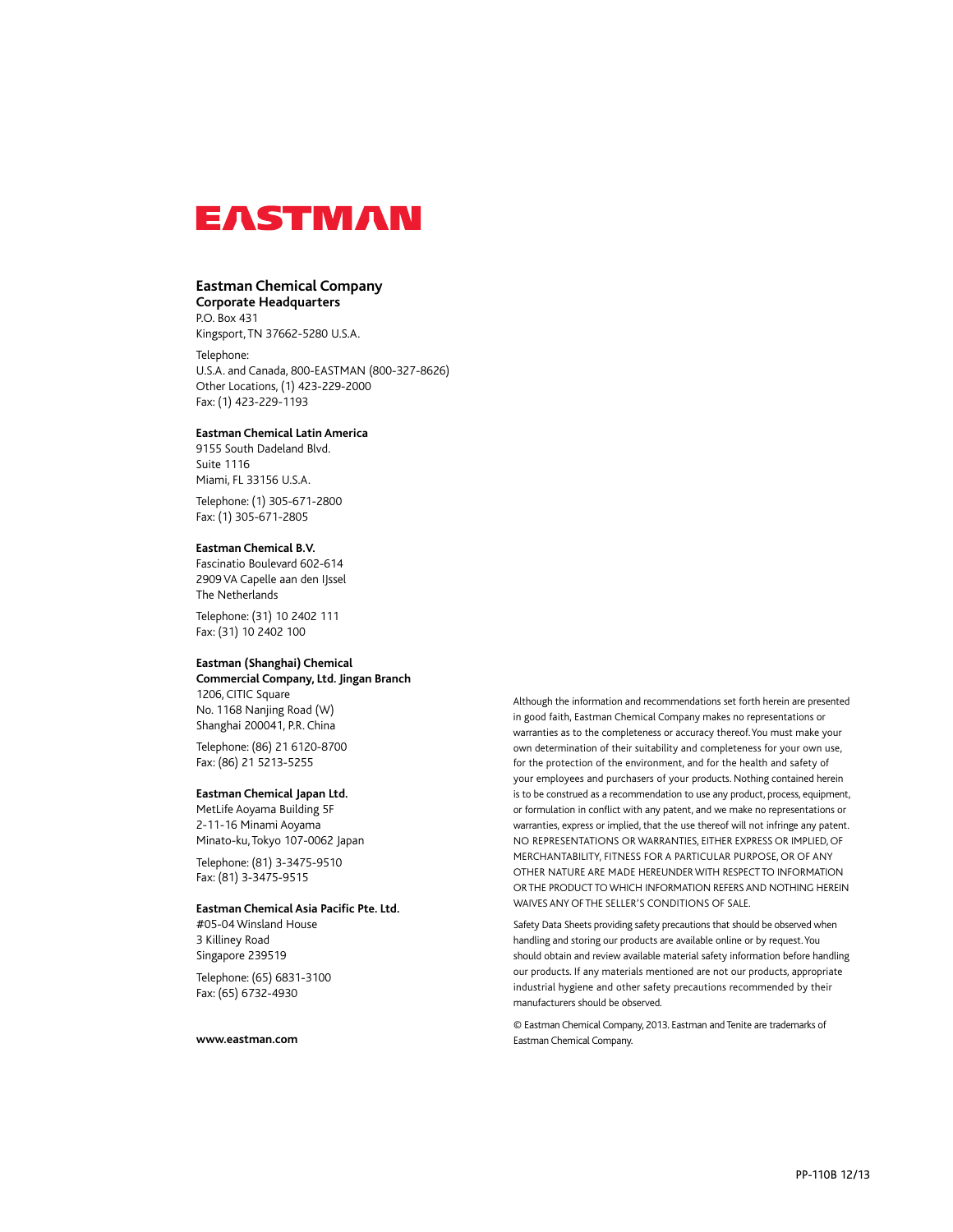EASTMAN

**Eastman Chemical Company**
**Corporate Headquarters**
P.O. Box 431
Kingsport, TN 37662-5280 U.S.A.

Telephone:
U.S.A. and Canada, 800-EASTMAN (800-327-8626)
Other Locations, (1) 423-229-2000
Fax: (1) 423-229-1193

**Eastman Chemical Latin America**
9155 South Dadeland Blvd.
Suite 1116
Miami, FL 33156 U.S.A.

Telephone: (1) 305-671-2800
Fax: (1) 305-671-2805

**Eastman Chemical B.V.**
Fascinatio Boulevard 602-614
2909 VA Capelle aan den IJssel
The Netherlands

Telephone: (31) 10 2402 111
Fax: (31) 10 2402 100

**Eastman (Shanghai) Chemical Commercial Company, Ltd. Jingan Branch**
1206, CITIC Square
No. 1168 Nanjing Road (W)
Shanghai 200041, P.R. China

Telephone: (86) 21 6120-8700
Fax: (86) 21 5213-5255

**Eastman Chemical Japan Ltd.**
MetLife Aoyama Building 5F
2-11-16 Minami Aoyama
Minato-ku, Tokyo 107-0062 Japan

Telephone: (81) 3-3475-9510
Fax: (81) 3-3475-9515

**Eastman Chemical Asia Pacific Pte. Ltd.**
#05-04 Winsland House
3 Killiney Road
Singapore 239519

Telephone: (65) 6831-3100
Fax: (65) 6732-4930

**www.eastman.com**

Although the information and recommendations set forth herein are presented in good faith, Eastman Chemical Company makes no representations or warranties as to the completeness or accuracy thereof. You must make your own determination of their suitability and completeness for your own use, for the protection of the environment, and for the health and safety of your employees and purchasers of your products. Nothing contained herein is to be construed as a recommendation to use any product, process, equipment, or formulation in conflict with any patent, and we make no representations or warranties, express or implied, that the use thereof will not infringe any patent. NO REPRESENTATIONS OR WARRANTIES, EITHER EXPRESS OR IMPLIED, OF MERCHANTABILITY, FITNESS FOR A PARTICULAR PURPOSE, OR OF ANY OTHER NATURE ARE MADE HEREUNDER WITH RESPECT TO INFORMATION OR THE PRODUCT TO WHICH INFORMATION REFERS AND NOTHING HEREIN WAIVES ANY OF THE SELLER'S CONDITIONS OF SALE.

Safety Data Sheets providing safety precautions that should be observed when handling and storing our products are available online or by request. You should obtain and review available material safety information before handling our products. If any materials mentioned are not our products, appropriate industrial hygiene and other safety precautions recommended by their manufacturers should be observed.

© Eastman Chemical Company, 2013. Eastman and Tenite are trademarks of Eastman Chemical Company.

PP-110B 12/13